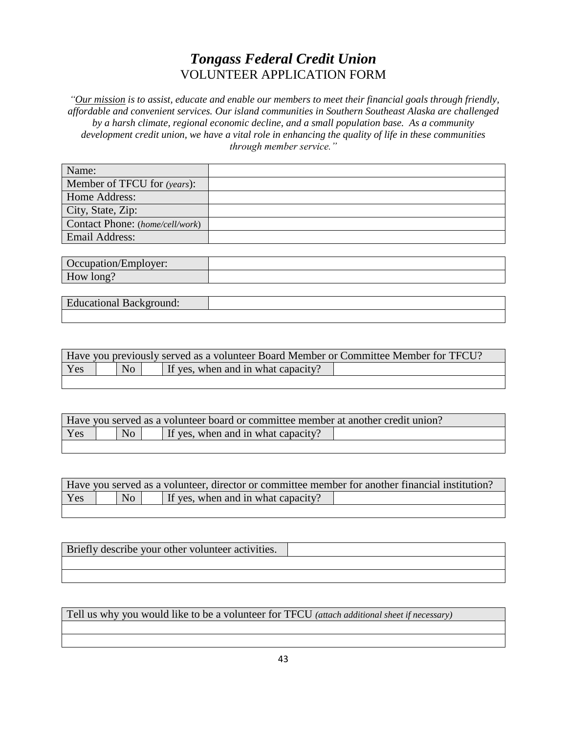# *Tongass Federal Credit Union*

## VOLUNTEER APPLICATION FORM

*"Our mission is to assist, educate and enable our members to meet their financial goals through friendly, affordable and convenient services. Our island communities in Southern Southeast Alaska are challenged by a harsh climate, regional economic decline, and a small population base. As a community development credit union, we have a vital role in enhancing the quality of life in these communities through member service."*

| Name: | |
|---|---|
| Member of TFCU for *(years)*: | |
| Home Address: | |
| City, State, Zip: | |
| Contact Phone: (*home/cell/work*) | |
| Email Address: | |

| Occupation/Employer: | |
|---|---|
| How long? | |

| Educational Background: | |
|---|---|
| | |

| Have you previously served as a volunteer Board Member or Committee Member for TFCU? | | | | | |
|---|---|---|---|---|---|
| Yes | | No | | If yes, when and in what capacity? | |
| | | | | | |

| Have you served as a volunteer board or committee member at another credit union? | | | | | |
|---|---|---|---|---|---|
| Yes | | No | | If yes, when and in what capacity? | |
| | | | | | |

| Have you served as a volunteer, director or committee member for another financial institution? | | | | | |
|---|---|---|---|---|---|
| Yes | | No | | If yes, when and in what capacity? | |
| | | | | | |

| Briefly describe your other volunteer activities. | |
|---|---|
| | |
| | |

| Tell us why you would like to be a volunteer for TFCU *(attach additional sheet if necessary)* |
|---|
| |
| |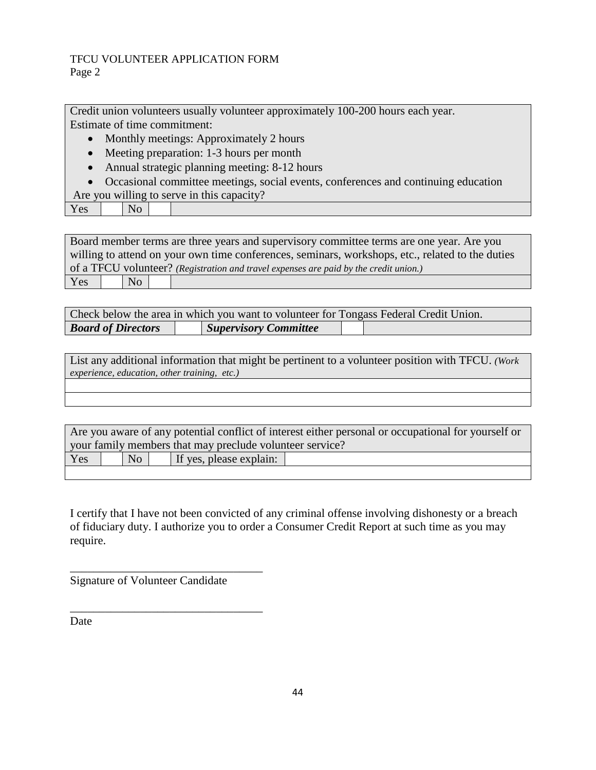TFCU VOLUNTEER APPLICATION FORM
Page 2

| | | | | |
|---|---|---|---|---|
| Credit union volunteers usually volunteer approximately 100-200 hours each year.<br>Estimate of time commitment:<br>• Monthly meetings: Approximately 2 hours<br>• Meeting preparation: 1-3 hours per month<br>• Annual strategic planning meeting: 8-12 hours<br>• Occasional committee meetings, social events, conferences and continuing education<br>Are you willing to serve in this capacity? | | | | |
| Yes | | No | | |

| | | | | |
|---|---|---|---|---|
| Board member terms are three years and supervisory committee terms are one year. Are you willing to attend on your own time conferences, seminars, workshops, etc., related to the duties of a TFCU volunteer? *(Registration and travel expenses are paid by the credit union.)* | | | | |
| Yes | | No | | |

| | | | | |
|---|---|---|---|---|
| Check below the area in which you want to volunteer for Tongass Federal Credit Union. | | | | |
| ***Board of Directors*** | | ***Supervisory Committee*** | | |

| |
|---|
| List any additional information that might be pertinent to a volunteer position with TFCU. *(Work experience, education, other training, etc.)* |
| |
| |

| | | | | | |
|---|---|---|---|---|---|
| Are you aware of any potential conflict of interest either personal or occupational for yourself or your family members that may preclude volunteer service? | | | | | |
| Yes | | No | | If yes, please explain: | |
| | | | | | |

I certify that I have not been convicted of any criminal offense involving dishonesty or a breach of fiduciary duty. I authorize you to order a Consumer Credit Report at such time as you may require.

\_\_\_\_\_\_\_\_\_\_\_\_\_\_\_\_\_\_\_\_\_\_\_\_\_\_\_\_\_\_\_\_\_\_
Signature of Volunteer Candidate

\_\_\_\_\_\_\_\_\_\_\_\_\_\_\_\_\_\_\_\_\_\_\_\_\_\_\_\_\_\_\_\_\_\_
Date